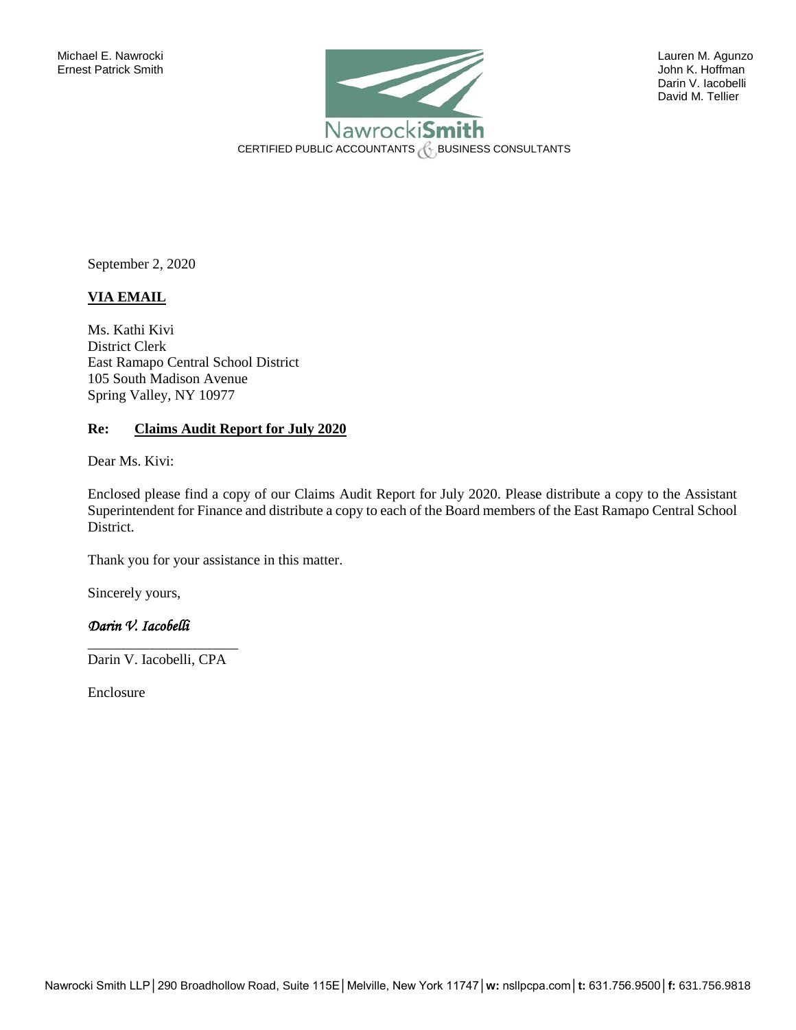Michael E. Nawrocki
Ernest Patrick Smith

Lauren M. Agunzo
John K. Hoffman
Darin V. Iacobelli
David M. Tellier

NawrockiSmith
CERTIFIED PUBLIC ACCOUNTANTS & BUSINESS CONSULTANTS

September 2, 2020

**VIA EMAIL**

Ms. Kathi Kivi
District Clerk
East Ramapo Central School District
105 South Madison Avenue
Spring Valley, NY 10977

**Re: Claims Audit Report for July 2020**

Dear Ms. Kivi:

Enclosed please find a copy of our Claims Audit Report for July 2020. Please distribute a copy to the Assistant Superintendent for Finance and distribute a copy to each of the Board members of the East Ramapo Central School District.

Thank you for your assistance in this matter.

Sincerely yours,

*Darin V. Iacobelli*

Darin V. Iacobelli, CPA

Enclosure

Nawrocki Smith LLP | 290 Broadhollow Road, Suite 115E | Melville, New York 11747 | **w:** nsllpcpa.com | **t:** 631.756.9500 | **f:** 631.756.9818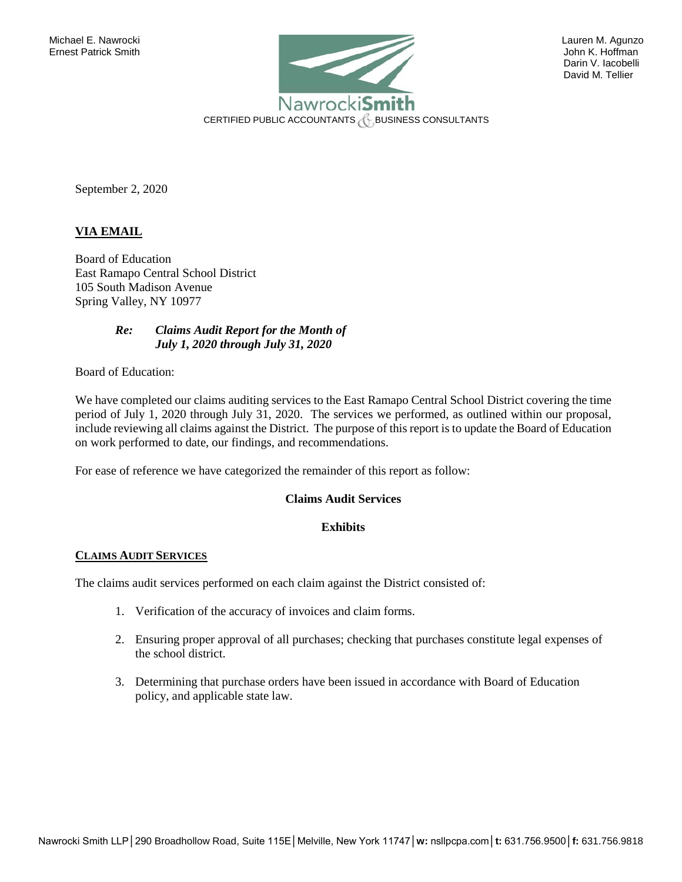Michael E. Nawrocki
Ernest Patrick Smith

Lauren M. Agunzo
John K. Hoffman
Darin V. Iacobelli
David M. Tellier

NawrockiSmith
CERTIFIED PUBLIC ACCOUNTANTS & BUSINESS CONSULTANTS

September 2, 2020

**VIA EMAIL**

Board of Education
East Ramapo Central School District
105 South Madison Avenue
Spring Valley, NY 10977

***Re: Claims Audit Report for the Month of July 1, 2020 through July 31, 2020***

Board of Education:

We have completed our claims auditing services to the East Ramapo Central School District covering the time period of July 1, 2020 through July 31, 2020. The services we performed, as outlined within our proposal, include reviewing all claims against the District. The purpose of this report is to update the Board of Education on work performed to date, our findings, and recommendations.

For ease of reference we have categorized the remainder of this report as follow:

**Claims Audit Services**

**Exhibits**

## CLAIMS AUDIT SERVICES

The claims audit services performed on each claim against the District consisted of:

1. Verification of the accuracy of invoices and claim forms.
2. Ensuring proper approval of all purchases; checking that purchases constitute legal expenses of the school district.
3. Determining that purchase orders have been issued in accordance with Board of Education policy, and applicable state law.

Nawrocki Smith LLP | 290 Broadhollow Road, Suite 115E | Melville, New York 11747 | **w:** nsllpcpa.com | **t:** 631.756.9500 | **f:** 631.756.9818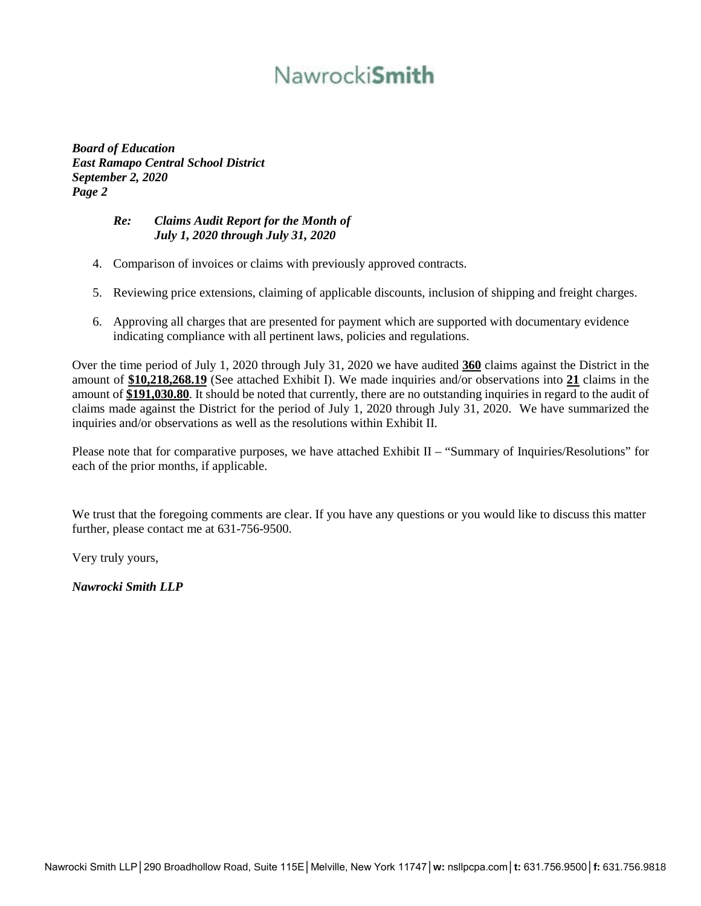*Board of Education*
*East Ramapo Central School District*
*September 2, 2020*
*Page 2*

*Re: Claims Audit Report for the Month of July 1, 2020 through July 31, 2020*

4. Comparison of invoices or claims with previously approved contracts.
5. Reviewing price extensions, claiming of applicable discounts, inclusion of shipping and freight charges.
6. Approving all charges that are presented for payment which are supported with documentary evidence indicating compliance with all pertinent laws, policies and regulations.

Over the time period of July 1, 2020 through July 31, 2020 we have audited **360** claims against the District in the amount of **$10,218,268.19** (See attached Exhibit I). We made inquiries and/or observations into **21** claims in the amount of **$191,030.80**. It should be noted that currently, there are no outstanding inquiries in regard to the audit of claims made against the District for the period of July 1, 2020 through July 31, 2020. We have summarized the inquiries and/or observations as well as the resolutions within Exhibit II.

Please note that for comparative purposes, we have attached Exhibit II – "Summary of Inquiries/Resolutions" for each of the prior months, if applicable.

We trust that the foregoing comments are clear. If you have any questions or you would like to discuss this matter further, please contact me at 631-756-9500.

Very truly yours,

*Nawrocki Smith LLP*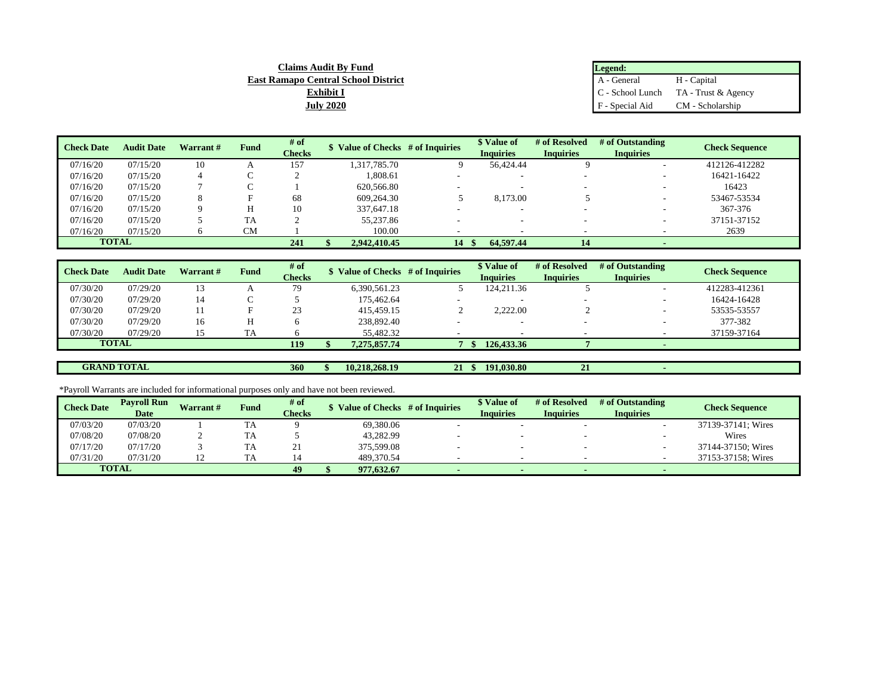**Claims Audit By Fund**
**East Ramapo Central School District**
**Exhibit I**
**July 2020**

| Legend: | |
|---|---|
| A - General | H - Capital |
| C - School Lunch | TA - Trust & Agency |
| F - Special Aid | CM - Scholarship |

| Check Date | Audit Date | Warrant # | Fund | # of Checks | $ Value of Checks | # of Inquiries | $ Value of Inquiries | # of Resolved Inquiries | # of Outstanding Inquiries | Check Sequence |
|---|---|---|---|---|---|---|---|---|---|---|
| 07/16/20 | 07/15/20 | 10 | A | 157 | 1,317,785.70 | 9 | 56,424.44 | 9 | - | 412126-412282 |
| 07/16/20 | 07/15/20 | 4 | C | 2 | 1,808.61 | - | - | - | - | 16421-16422 |
| 07/16/20 | 07/15/20 | 7 | C | 1 | 620,566.80 | - | - | - | - | 16423 |
| 07/16/20 | 07/15/20 | 8 | F | 68 | 609,264.30 | 5 | 8,173.00 | 5 | - | 53467-53534 |
| 07/16/20 | 07/15/20 | 9 | H | 10 | 337,647.18 | - | - | - | - | 367-376 |
| 07/16/20 | 07/15/20 | 5 | TA | 2 | 55,237.86 | - | - | - | - | 37151-37152 |
| 07/16/20 | 07/15/20 | 6 | CM | 1 | 100.00 | - | - | - | - | 2639 |
| **TOTAL** | | | | **241** | **$ 2,942,410.45** | **14** | **$ 64,597.44** | **14** | **-** | |

| Check Date | Audit Date | Warrant # | Fund | # of Checks | $ Value of Checks | # of Inquiries | $ Value of Inquiries | # of Resolved Inquiries | # of Outstanding Inquiries | Check Sequence |
|---|---|---|---|---|---|---|---|---|---|---|
| 07/30/20 | 07/29/20 | 13 | A | 79 | 6,390,561.23 | 5 | 124,211.36 | 5 | - | 412283-412361 |
| 07/30/20 | 07/29/20 | 14 | C | 5 | 175,462.64 | - | - | - | - | 16424-16428 |
| 07/30/20 | 07/29/20 | 11 | F | 23 | 415,459.15 | 2 | 2,222.00 | 2 | - | 53535-53557 |
| 07/30/20 | 07/29/20 | 16 | H | 6 | 238,892.40 | - | - | - | - | 377-382 |
| 07/30/20 | 07/29/20 | 15 | TA | 6 | 55,482.32 | - | - | - | - | 37159-37164 |
| **TOTAL** | | | | **119** | **$ 7,275,857.74** | **7** | **$ 126,433.36** | **7** | **-** | |

| | | | | | | | | | | |
|---|---|---|---|---|---|---|---|---|---|---|
| **GRAND TOTAL** | | | | **360** | **$ 10,218,268.19** | **21** | **$ 191,030.80** | **21** | **-** | |

*Payroll Warrants are included for informational purposes only and have not been reviewed.

| Check Date | Payroll Run Date | Warrant # | Fund | # of Checks | $ Value of Checks | # of Inquiries | $ Value of Inquiries | # of Resolved Inquiries | # of Outstanding Inquiries | Check Sequence |
|---|---|---|---|---|---|---|---|---|---|---|
| 07/03/20 | 07/03/20 | 1 | TA | 9 | 69,380.06 | - | - | - | - | 37139-37141; Wires |
| 07/08/20 | 07/08/20 | 2 | TA | 5 | 43,282.99 | - | - | - | - | Wires |
| 07/17/20 | 07/17/20 | 3 | TA | 21 | 375,599.08 | - | - | - | - | 37144-37150; Wires |
| 07/31/20 | 07/31/20 | 12 | TA | 14 | 489,370.54 | - | - | - | - | 37153-37158; Wires |
| **TOTAL** | | | | **49** | **$ 977,632.67** | **-** | **-** | **-** | **-** | |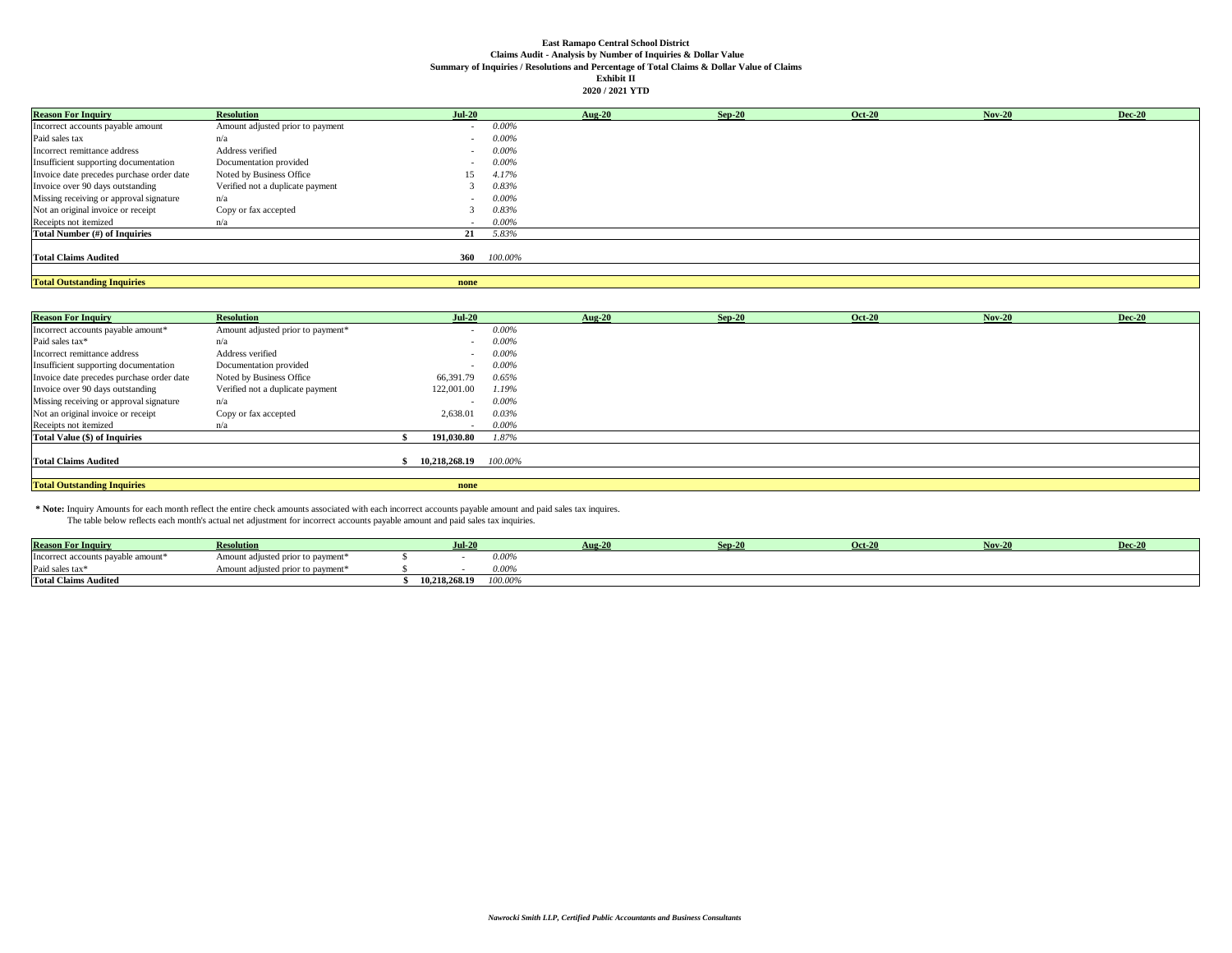**East Ramapo Central School District**
**Claims Audit - Analysis by Number of Inquiries & Dollar Value**
**Summary of Inquiries / Resolutions and Percentage of Total Claims & Dollar Value of Claims**
**Exhibit II**
**2020 / 2021 YTD**

| Reason For Inquiry | Resolution | Jul-20 | | Aug-20 | Sep-20 | Oct-20 | Nov-20 | Dec-20 |
|---|---|---|---|---|---|---|---|---|
| Incorrect accounts payable amount | Amount adjusted prior to payment | - | 0.00% | | | | | |
| Paid sales tax | n/a | - | 0.00% | | | | | |
| Incorrect remittance address | Address verified | - | 0.00% | | | | | |
| Insufficient supporting documentation | Documentation provided | - | 0.00% | | | | | |
| Invoice date precedes purchase order date | Noted by Business Office | 15 | 4.17% | | | | | |
| Invoice over 90 days outstanding | Verified not a duplicate payment | 3 | 0.83% | | | | | |
| Missing receiving or approval signature | n/a | - | 0.00% | | | | | |
| Not an original invoice or receipt | Copy or fax accepted | 3 | 0.83% | | | | | |
| Receipts not itemized | n/a | - | 0.00% | | | | | |
| **Total Number (#) of Inquiries** | | **21** | 5.83% | | | | | |
| **Total Claims Audited** | | **360** | 100.00% | | | | | |
| **Total Outstanding Inquiries** | | **none** | | | | | | |

| Reason For Inquiry | Resolution | Jul-20 | | Aug-20 | Sep-20 | Oct-20 | Nov-20 | Dec-20 |
|---|---|---|---|---|---|---|---|---|
| Incorrect accounts payable amount* | Amount adjusted prior to payment* | - | 0.00% | | | | | |
| Paid sales tax* | n/a | - | 0.00% | | | | | |
| Incorrect remittance address | Address verified | - | 0.00% | | | | | |
| Insufficient supporting documentation | Documentation provided | - | 0.00% | | | | | |
| Invoice date precedes purchase order date | Noted by Business Office | 66,391.79 | 0.65% | | | | | |
| Invoice over 90 days outstanding | Verified not a duplicate payment | 122,001.00 | 1.19% | | | | | |
| Missing receiving or approval signature | n/a | - | 0.00% | | | | | |
| Not an original invoice or receipt | Copy or fax accepted | 2,638.01 | 0.03% | | | | | |
| Receipts not itemized | n/a | - | 0.00% | | | | | |
| **Total Value ($) of Inquiries** | | **$ 191,030.80** | 1.87% | | | | | |
| **Total Claims Audited** | | **$ 10,218,268.19** | 100.00% | | | | | |
| **Total Outstanding Inquiries** | | **none** | | | | | | |

**\* Note:** Inquiry Amounts for each month reflect the entire check amounts associated with each incorrect accounts payable amount and paid sales tax inquires.
The table below reflects each month's actual net adjustment for incorrect accounts payable amount and paid sales tax inquiries.

| Reason For Inquiry | Resolution | Jul-20 | | Aug-20 | Sep-20 | Oct-20 | Nov-20 | Dec-20 |
|---|---|---|---|---|---|---|---|---|
| Incorrect accounts payable amount* | Amount adjusted prior to payment* | $ - | 0.00% | | | | | |
| Paid sales tax* | Amount adjusted prior to payment* | $ - | 0.00% | | | | | |
| **Total Claims Audited** | | **$ 10,218,268.19** | 100.00% | | | | | |

*Nawrocki Smith LLP, Certified Public Accountants and Business Consultants*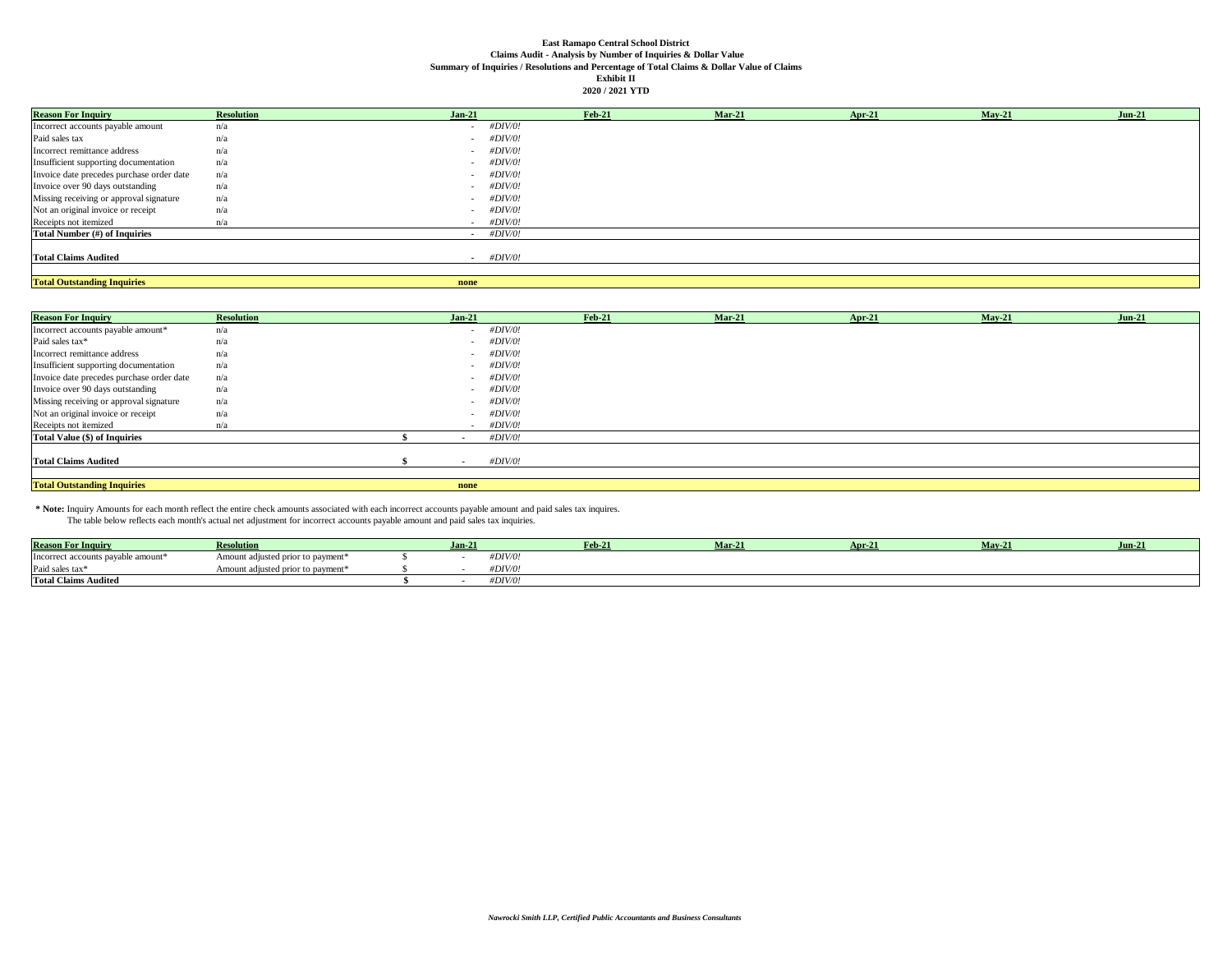**East Ramapo Central School District**
**Claims Audit - Analysis by Number of Inquiries & Dollar Value**
**Summary of Inquiries / Resolutions and Percentage of Total Claims & Dollar Value of Claims**
**Exhibit II**
**2020 / 2021 YTD**

| Reason For Inquiry | Resolution | Jan-21 | | Feb-21 | Mar-21 | Apr-21 | May-21 | Jun-21 |
|---|---|---|---|---|---|---|---|---|
| Incorrect accounts payable amount | n/a | - | #DIV/0! | | | | | |
| Paid sales tax | n/a | - | #DIV/0! | | | | | |
| Incorrect remittance address | n/a | - | #DIV/0! | | | | | |
| Insufficient supporting documentation | n/a | - | #DIV/0! | | | | | |
| Invoice date precedes purchase order date | n/a | - | #DIV/0! | | | | | |
| Invoice over 90 days outstanding | n/a | - | #DIV/0! | | | | | |
| Missing receiving or approval signature | n/a | - | #DIV/0! | | | | | |
| Not an original invoice or receipt | n/a | - | #DIV/0! | | | | | |
| Receipts not itemized | n/a | - | #DIV/0! | | | | | |
| **Total Number (#) of Inquiries** | | **-** | #DIV/0! | | | | | |
| **Total Claims Audited** | | **-** | #DIV/0! | | | | | |
| **Total Outstanding Inquiries** | | **none** | | | | | | |

| Reason For Inquiry | Resolution | Jan-21 | | Feb-21 | Mar-21 | Apr-21 | May-21 | Jun-21 |
|---|---|---|---|---|---|---|---|---|
| Incorrect accounts payable amount* | n/a | - | #DIV/0! | | | | | |
| Paid sales tax* | n/a | - | #DIV/0! | | | | | |
| Incorrect remittance address | n/a | - | #DIV/0! | | | | | |
| Insufficient supporting documentation | n/a | - | #DIV/0! | | | | | |
| Invoice date precedes purchase order date | n/a | - | #DIV/0! | | | | | |
| Invoice over 90 days outstanding | n/a | - | #DIV/0! | | | | | |
| Missing receiving or approval signature | n/a | - | #DIV/0! | | | | | |
| Not an original invoice or receipt | n/a | - | #DIV/0! | | | | | |
| Receipts not itemized | n/a | - | #DIV/0! | | | | | |
| **Total Value ($) of Inquiries** | | **$ -** | #DIV/0! | | | | | |
| **Total Claims Audited** | | **$ -** | #DIV/0! | | | | | |
| **Total Outstanding Inquiries** | | **none** | | | | | | |

**\* Note:** Inquiry Amounts for each month reflect the entire check amounts associated with each incorrect accounts payable amount and paid sales tax inquires.
The table below reflects each month's actual net adjustment for incorrect accounts payable amount and paid sales tax inquiries.

| Reason For Inquiry | Resolution | Jan-21 | | Feb-21 | Mar-21 | Apr-21 | May-21 | Jun-21 |
|---|---|---|---|---|---|---|---|---|
| Incorrect accounts payable amount* | Amount adjusted prior to payment* | $ - | #DIV/0! | | | | | |
| Paid sales tax* | Amount adjusted prior to payment* | $ - | #DIV/0! | | | | | |
| **Total Claims Audited** | | **$** - | #DIV/0! | | | | | |

*Nawrocki Smith LLP, Certified Public Accountants and Business Consultants*